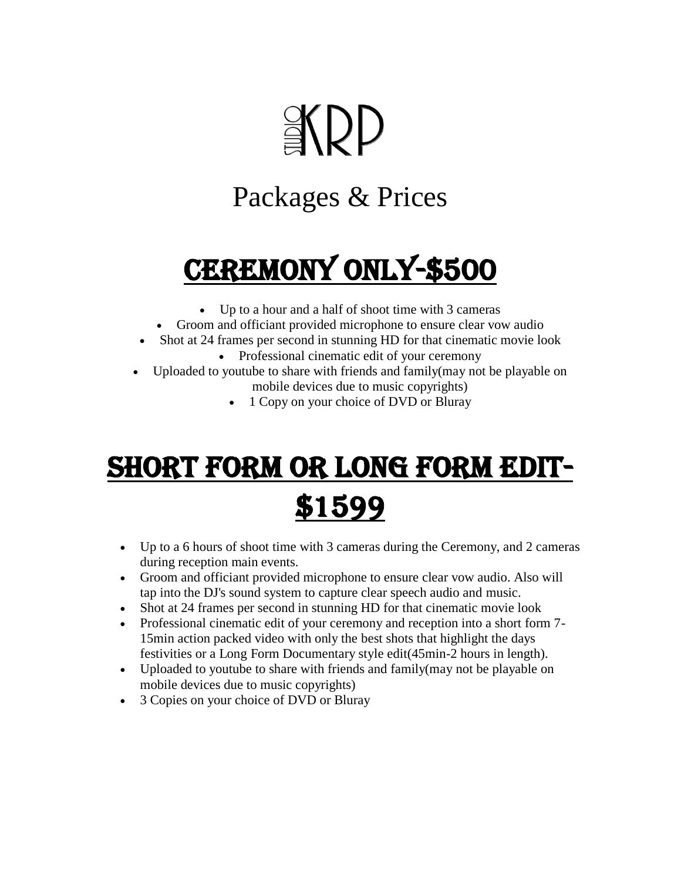# STUDIO KRP

## Packages & Prices

## CEREMONY ONLY-$500

- Up to a hour and a half of shoot time with 3 cameras
- Groom and officiant provided microphone to ensure clear vow audio
- Shot at 24 frames per second in stunning HD for that cinematic movie look
- Professional cinematic edit of your ceremony
- Uploaded to youtube to share with friends and family(may not be playable on mobile devices due to music copyrights)
- 1 Copy on your choice of DVD or Bluray

## SHORT FORM OR LONG FORM EDIT-$1599

- Up to a 6 hours of shoot time with 3 cameras during the Ceremony, and 2 cameras during reception main events.
- Groom and officiant provided microphone to ensure clear vow audio. Also will tap into the DJ's sound system to capture clear speech audio and music.
- Shot at 24 frames per second in stunning HD for that cinematic movie look
- Professional cinematic edit of your ceremony and reception into a short form 7-15min action packed video with only the best shots that highlight the days festivities or a Long Form Documentary style edit(45min-2 hours in length).
- Uploaded to youtube to share with friends and family(may not be playable on mobile devices due to music copyrights)
- 3 Copies on your choice of DVD or Bluray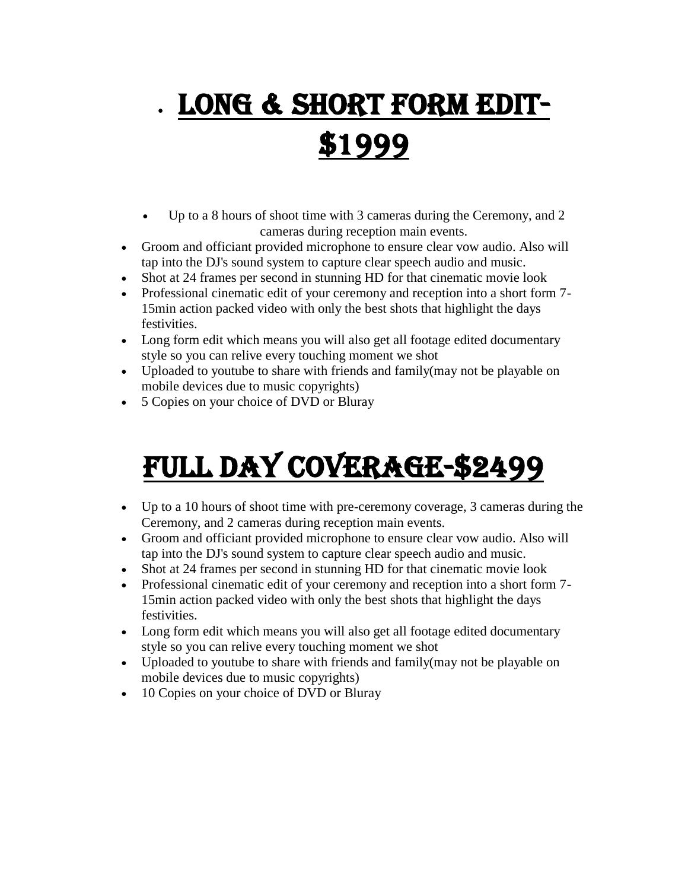# Long & Short Form Edit- $1999

- Up to a 8 hours of shoot time with 3 cameras during the Ceremony, and 2 cameras during reception main events.
- Groom and officiant provided microphone to ensure clear vow audio. Also will tap into the DJ's sound system to capture clear speech audio and music.
- Shot at 24 frames per second in stunning HD for that cinematic movie look
- Professional cinematic edit of your ceremony and reception into a short form 7-15min action packed video with only the best shots that highlight the days festivities.
- Long form edit which means you will also get all footage edited documentary style so you can relive every touching moment we shot
- Uploaded to youtube to share with friends and family(may not be playable on mobile devices due to music copyrights)
- 5 Copies on your choice of DVD or Bluray

# Full Day Coverage-$2499

- Up to a 10 hours of shoot time with pre-ceremony coverage, 3 cameras during the Ceremony, and 2 cameras during reception main events.
- Groom and officiant provided microphone to ensure clear vow audio. Also will tap into the DJ's sound system to capture clear speech audio and music.
- Shot at 24 frames per second in stunning HD for that cinematic movie look
- Professional cinematic edit of your ceremony and reception into a short form 7-15min action packed video with only the best shots that highlight the days festivities.
- Long form edit which means you will also get all footage edited documentary style so you can relive every touching moment we shot
- Uploaded to youtube to share with friends and family(may not be playable on mobile devices due to music copyrights)
- 10 Copies on your choice of DVD or Bluray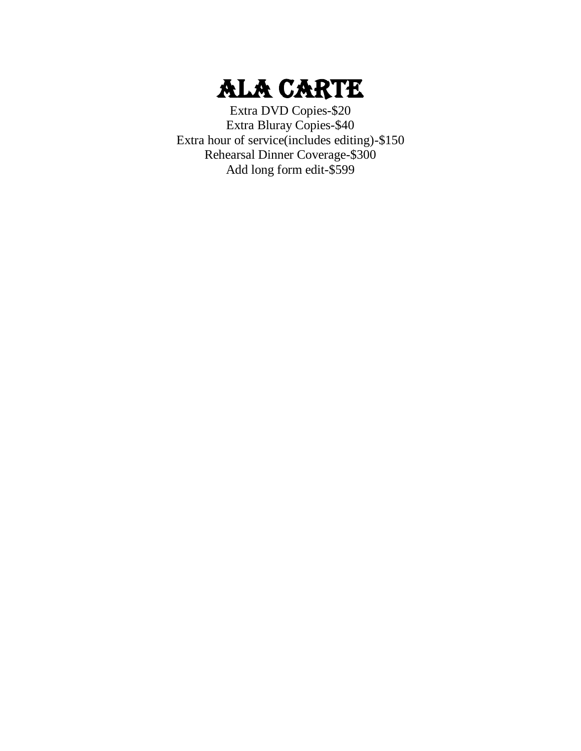# ALA CARTE

Extra DVD Copies-$20
Extra Bluray Copies-$40
Extra hour of service(includes editing)-$150
Rehearsal Dinner Coverage-$300
Add long form edit-$599